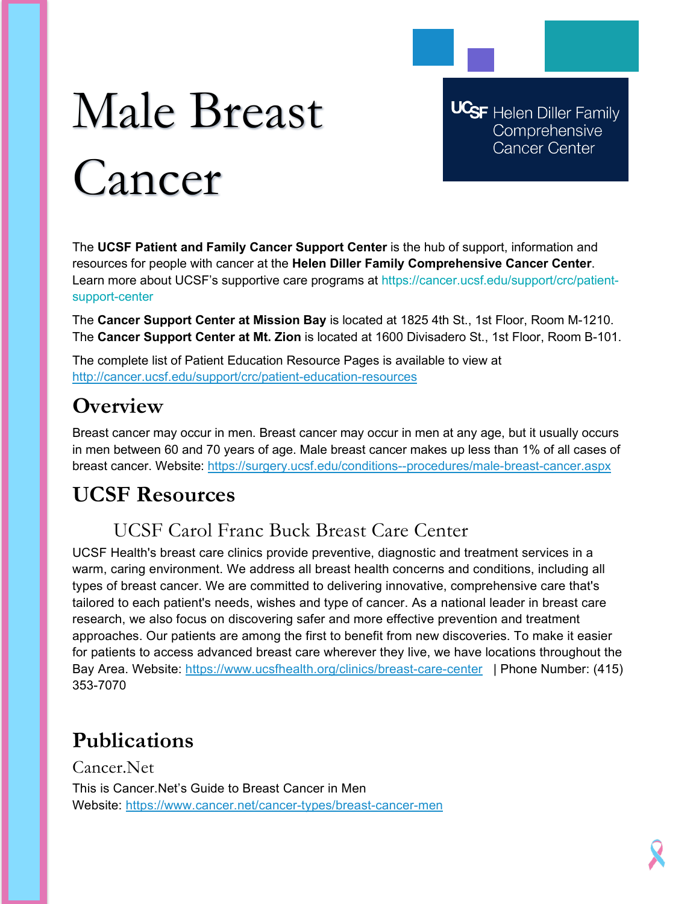# Male Breast Cancer

UCSF Helen Diller Family Comprehensive Cancer Center

The **UCSF Patient and Family Cancer Support Center** is the hub of support, information and resources for people with cancer at the **Helen Diller Family Comprehensive Cancer Center**. Learn more about UCSF's supportive care programs at https://cancer.ucsf.edu/support/crc/patient-support-center

The **Cancer Support Center at Mission Bay** is located at 1825 4th St., 1st Floor, Room M-1210. The **Cancer Support Center at Mt. Zion** is located at 1600 Divisadero St., 1st Floor, Room B-101.

The complete list of Patient Education Resource Pages is available to view at http://cancer.ucsf.edu/support/crc/patient-education-resources

## Overview

Breast cancer may occur in men. Breast cancer may occur in men at any age, but it usually occurs in men between 60 and 70 years of age. Male breast cancer makes up less than 1% of all cases of breast cancer. Website: https://surgery.ucsf.edu/conditions--procedures/male-breast-cancer.aspx

## UCSF Resources

### UCSF Carol Franc Buck Breast Care Center

UCSF Health's breast care clinics provide preventive, diagnostic and treatment services in a warm, caring environment. We address all breast health concerns and conditions, including all types of breast cancer. We are committed to delivering innovative, comprehensive care that's tailored to each patient's needs, wishes and type of cancer. As a national leader in breast care research, we also focus on discovering safer and more effective prevention and treatment approaches. Our patients are among the first to benefit from new discoveries. To make it easier for patients to access advanced breast care wherever they live, we have locations throughout the Bay Area. Website: https://www.ucsfhealth.org/clinics/breast-care-center | Phone Number: (415) 353-7070

## Publications

### Cancer.Net

This is Cancer.Net's Guide to Breast Cancer in Men
Website: https://www.cancer.net/cancer-types/breast-cancer-men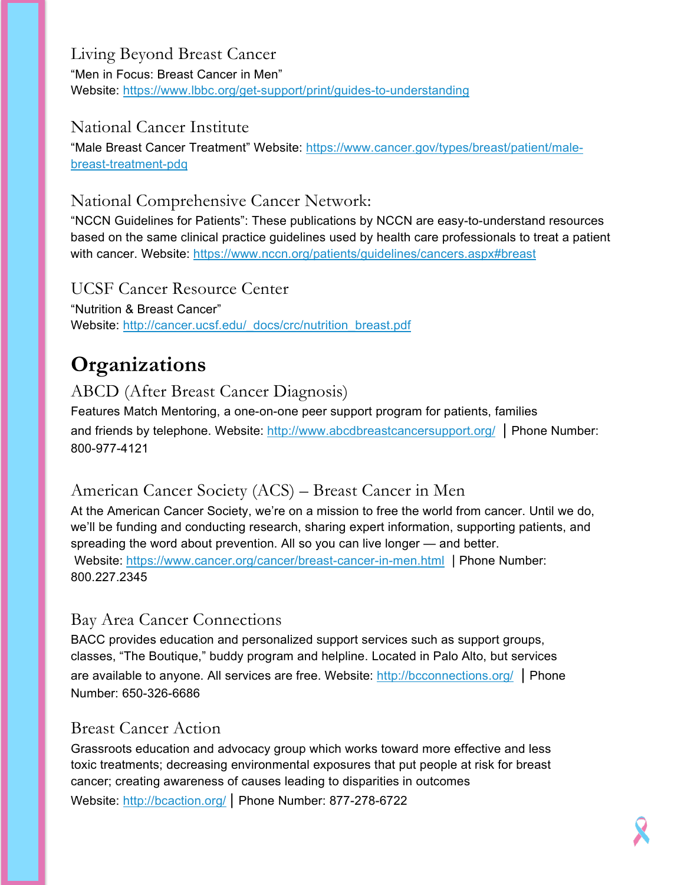### Living Beyond Breast Cancer

"Men in Focus: Breast Cancer in Men"
Website: https://www.lbbc.org/get-support/print/guides-to-understanding

### National Cancer Institute

"Male Breast Cancer Treatment" Website: https://www.cancer.gov/types/breast/patient/male-breast-treatment-pdq

### National Comprehensive Cancer Network:

"NCCN Guidelines for Patients": These publications by NCCN are easy-to-understand resources based on the same clinical practice guidelines used by health care professionals to treat a patient with cancer. Website: https://www.nccn.org/patients/guidelines/cancers.aspx#breast

### UCSF Cancer Resource Center

"Nutrition & Breast Cancer"
Website: http://cancer.ucsf.edu/_docs/crc/nutrition_breast.pdf

## Organizations

### ABCD (After Breast Cancer Diagnosis)

Features Match Mentoring, a one-on-one peer support program for patients, families and friends by telephone. Website: http://www.abcdbreastcancersupport.org/ | Phone Number: 800-977-4121

### American Cancer Society (ACS) – Breast Cancer in Men

At the American Cancer Society, we're on a mission to free the world from cancer. Until we do, we'll be funding and conducting research, sharing expert information, supporting patients, and spreading the word about prevention. All so you can live longer — and better.
Website: https://www.cancer.org/cancer/breast-cancer-in-men.html | Phone Number: 800.227.2345

### Bay Area Cancer Connections

BACC provides education and personalized support services such as support groups, classes, "The Boutique," buddy program and helpline. Located in Palo Alto, but services are available to anyone. All services are free. Website: http://bcconnections.org/ | Phone Number: 650-326-6686

### Breast Cancer Action

Grassroots education and advocacy group which works toward more effective and less toxic treatments; decreasing environmental exposures that put people at risk for breast cancer; creating awareness of causes leading to disparities in outcomes
Website: http://bcaction.org/ | Phone Number: 877-278-6722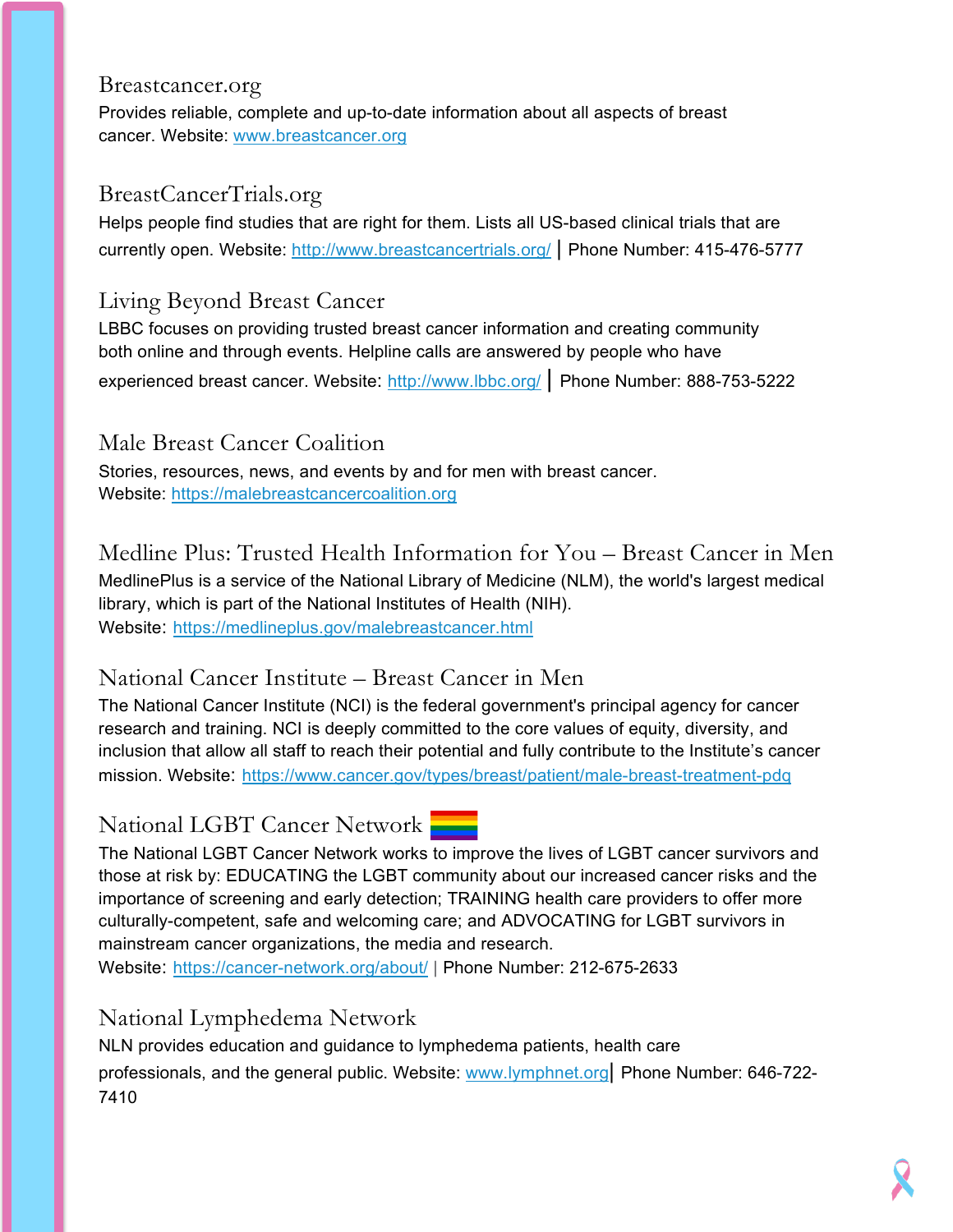## Breastcancer.org

Provides reliable, complete and up-to-date information about all aspects of breast cancer. Website: www.breastcancer.org

## BreastCancerTrials.org

Helps people find studies that are right for them. Lists all US-based clinical trials that are currently open. Website: http://www.breastcancertrials.org/ | Phone Number: 415-476-5777

## Living Beyond Breast Cancer

LBBC focuses on providing trusted breast cancer information and creating community both online and through events. Helpline calls are answered by people who have experienced breast cancer. Website: http://www.lbbc.org/ | Phone Number: 888-753-5222

## Male Breast Cancer Coalition

Stories, resources, news, and events by and for men with breast cancer.
Website: https://malebreastcancercoalition.org

## Medline Plus: Trusted Health Information for You – Breast Cancer in Men

MedlinePlus is a service of the National Library of Medicine (NLM), the world's largest medical library, which is part of the National Institutes of Health (NIH).
Website: https://medlineplus.gov/malebreastcancer.html

## National Cancer Institute – Breast Cancer in Men

The National Cancer Institute (NCI) is the federal government's principal agency for cancer research and training. NCI is deeply committed to the core values of equity, diversity, and inclusion that allow all staff to reach their potential and fully contribute to the Institute's cancer mission. Website: https://www.cancer.gov/types/breast/patient/male-breast-treatment-pdq

## National LGBT Cancer Network

The National LGBT Cancer Network works to improve the lives of LGBT cancer survivors and those at risk by: EDUCATING the LGBT community about our increased cancer risks and the importance of screening and early detection; TRAINING health care providers to offer more culturally-competent, safe and welcoming care; and ADVOCATING for LGBT survivors in mainstream cancer organizations, the media and research.
Website: https://cancer-network.org/about/ | Phone Number: 212-675-2633

## National Lymphedema Network

NLN provides education and guidance to lymphedema patients, health care professionals, and the general public. Website: www.lymphnet.org | Phone Number: 646-722-7410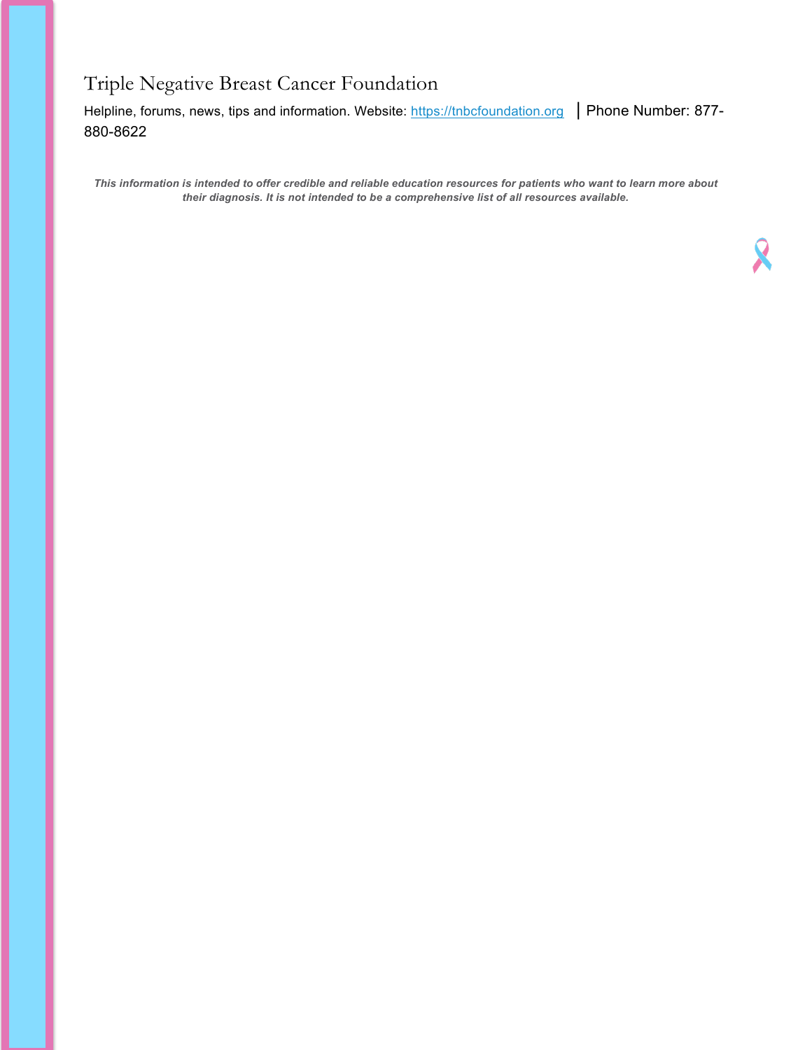Triple Negative Breast Cancer Foundation

Helpline, forums, news, tips and information. Website: [https://tnbcfoundation.org](https://tnbcfoundation.org) | Phone Number: 877-880-8622

***This information is intended to offer credible and reliable education resources for patients who want to learn more about their diagnosis. It is not intended to be a comprehensive list of all resources available.***